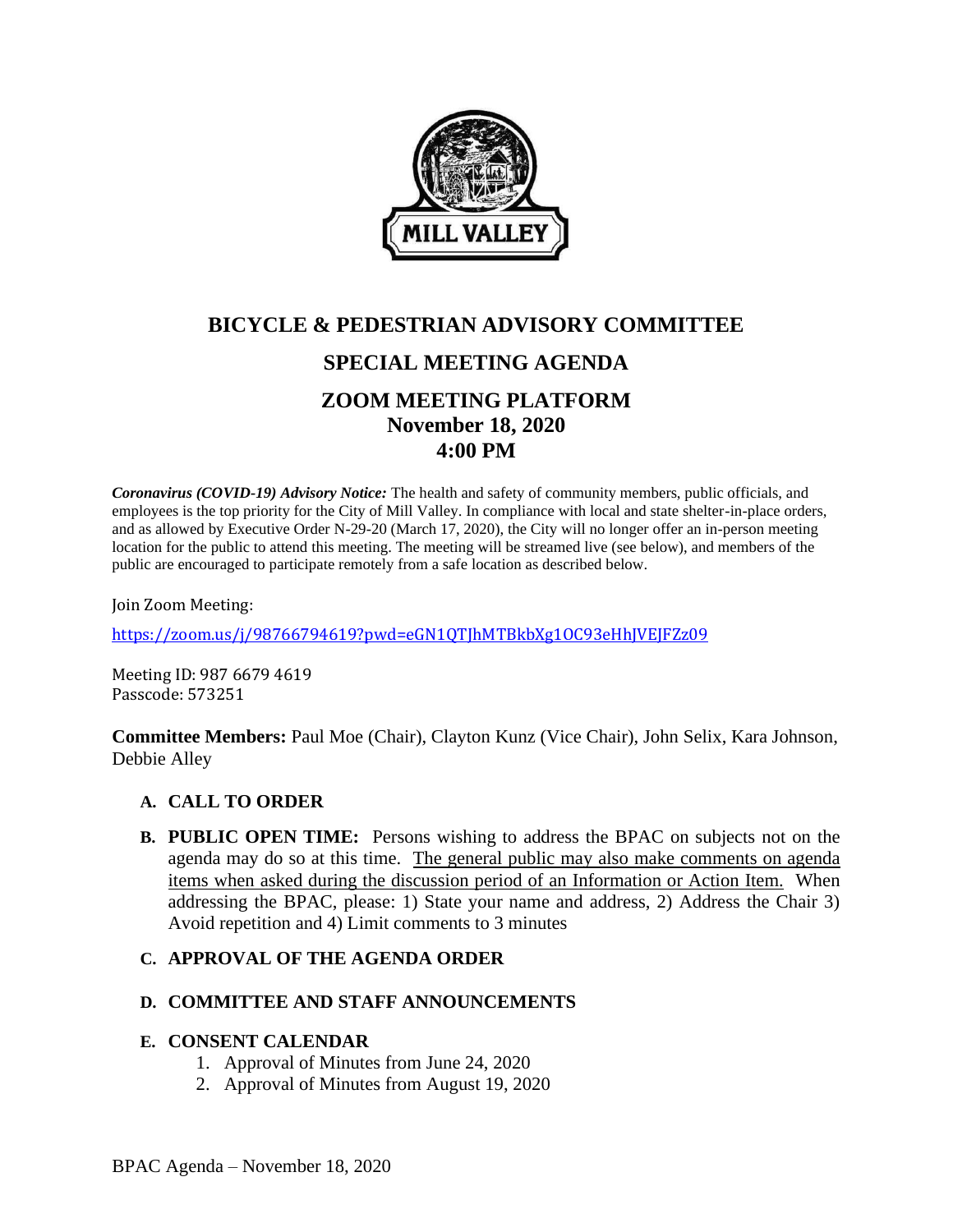# BICYCLE & PEDESTRIAN ADVISORY COMMITTEE

## SPECIAL MEETING AGENDA

## ZOOM MEETING PLATFORM
## November 18, 2020
## 4:00 PM

***Coronavirus (COVID-19) Advisory Notice:*** The health and safety of community members, public officials, and employees is the top priority for the City of Mill Valley. In compliance with local and state shelter-in-place orders, and as allowed by Executive Order N-29-20 (March 17, 2020), the City will no longer offer an in-person meeting location for the public to attend this meeting. The meeting will be streamed live (see below), and members of the public are encouraged to participate remotely from a safe location as described below.

Join Zoom Meeting:

https://zoom.us/j/98766794619?pwd=eGN1QTJhMTBkbXg1OC93eHhJVEJFZz09

Meeting ID: 987 6679 4619
Passcode: 573251

**Committee Members:** Paul Moe (Chair), Clayton Kunz (Vice Chair), John Selix, Kara Johnson, Debbie Alley

**A. CALL TO ORDER**

**B. PUBLIC OPEN TIME:** Persons wishing to address the BPAC on subjects not on the agenda may do so at this time. The general public may also make comments on agenda items when asked during the discussion period of an Information or Action Item. When addressing the BPAC, please: 1) State your name and address, 2) Address the Chair 3) Avoid repetition and 4) Limit comments to 3 minutes

**C. APPROVAL OF THE AGENDA ORDER**

**D. COMMITTEE AND STAFF ANNOUNCEMENTS**

**E. CONSENT CALENDAR**

1. Approval of Minutes from June 24, 2020
2. Approval of Minutes from August 19, 2020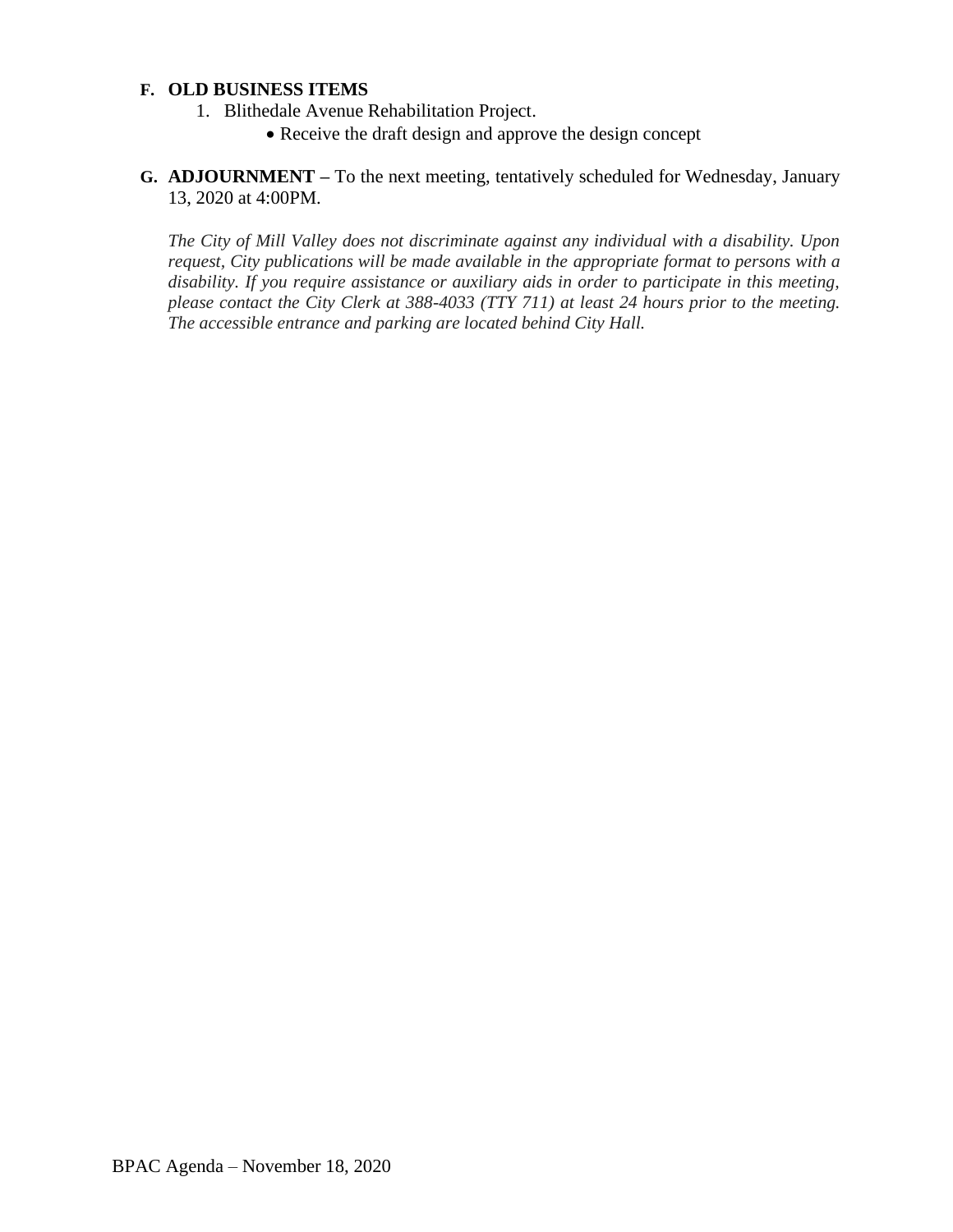**F. OLD BUSINESS ITEMS**

1. Blithedale Avenue Rehabilitation Project.
    - Receive the draft design and approve the design concept

**G. ADJOURNMENT –** To the next meeting, tentatively scheduled for Wednesday, January 13, 2020 at 4:00PM.

*The City of Mill Valley does not discriminate against any individual with a disability. Upon request, City publications will be made available in the appropriate format to persons with a disability. If you require assistance or auxiliary aids in order to participate in this meeting, please contact the City Clerk at 388-4033 (TTY 711) at least 24 hours prior to the meeting. The accessible entrance and parking are located behind City Hall.*